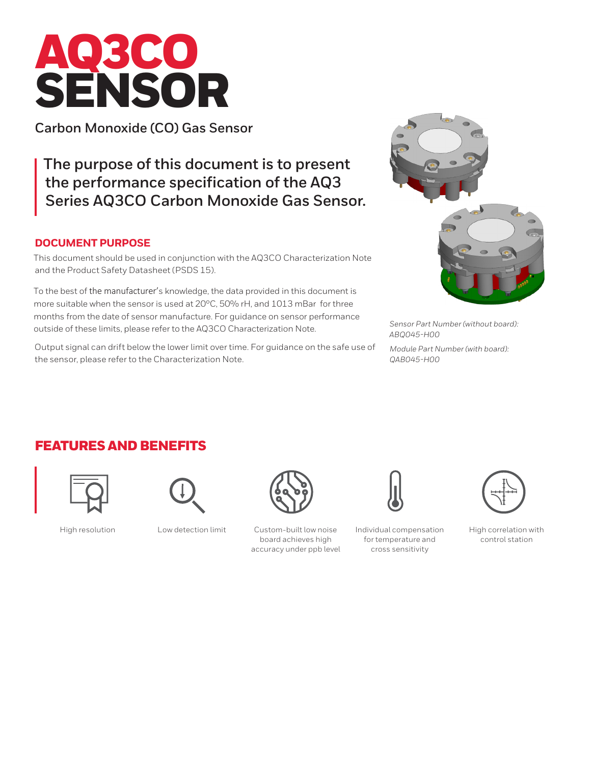# AQ3CO SENSOR

Carbon Monoxide (CO) Gas Sensor

**The purpose of this document is to present the performance specification of the AQ3 Series AQ3CO Carbon Monoxide Gas Sensor.**

## DOCUMENT PURPOSE

This document should be used in conjunction with the AQ3CO Characterization Note and the Product Safety Datasheet (PSDS 15).

To the best of the manufacturer's knowledge, the data provided in this document is more suitable when the sensor is used at 20ºC, 50% rH, and 1013 mBar for three months from the date of sensor manufacture. For guidance on sensor performance outside of these limits, please refer to the AQ3CO Characterization Note.

Output signal can drift below the lower limit over time. For guidance on the safe use of the sensor, please refer to the Characterization Note.

*Sensor Part Number (without board): ABQ045-H00*

*Module Part Number (with board): QAB045-H00*

## FEATURES AND BENEFITS

- High resolution
- Low detection limit
- Custom-built low noise board achieves high accuracy under ppb level
- Individual compensation for temperature and cross sensitivity
- High correlation with control station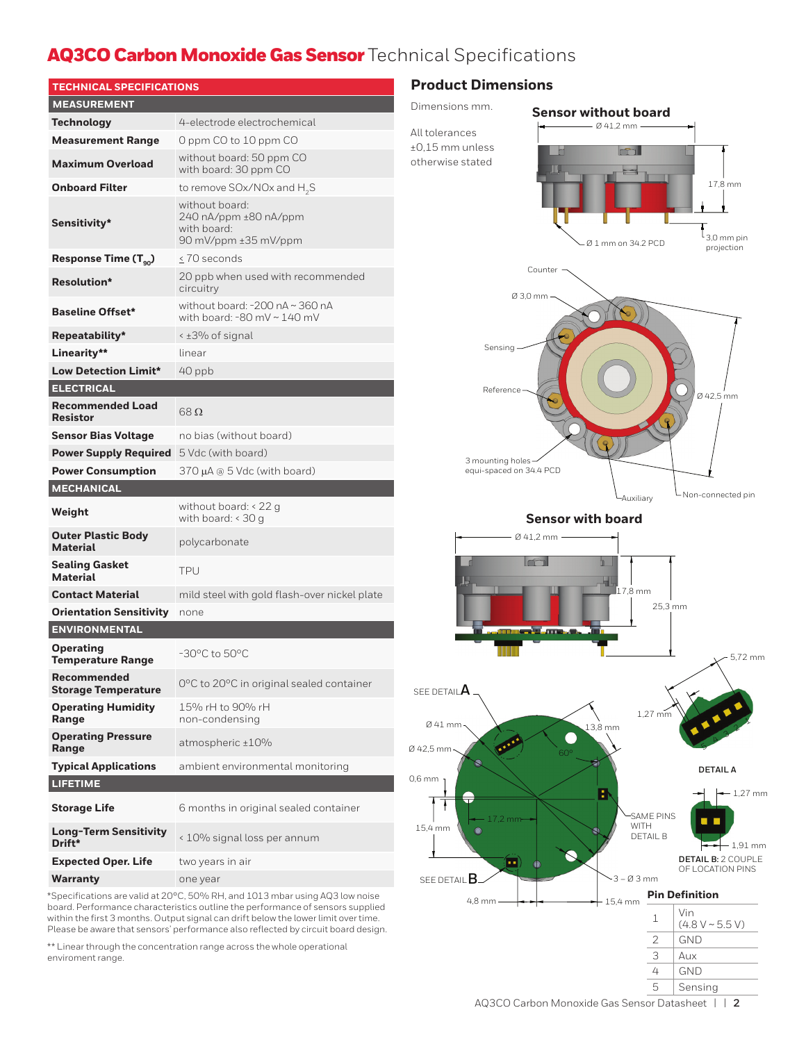# AQ3CO Carbon Monoxide Gas Sensor Technical Specifications

| TECHNICAL SPECIFICATIONS | |
|---|---|
| **MEASUREMENT** | |
| **Technology** | 4-electrode electrochemical |
| **Measurement Range** | 0 ppm CO to 10 ppm CO |
| **Maximum Overload** | without board: 50 ppm CO<br>with board: 30 ppm CO |
| **Onboard Filter** | to remove SOx/NOx and $H_2S$ |
| **Sensitivity*** | without board:<br>240 nA/ppm ±80 nA/ppm<br>with board:<br>90 mV/ppm ±35 mV/ppm |
| **Response Time ($T_{90}$)** | ≤ 70 seconds |
| **Resolution*** | 20 ppb when used with recommended circuitry |
| **Baseline Offset*** | without board: -200 nA ~ 360 nA<br>with board: -80 mV ~ 140 mV |
| **Repeatability*** | < ±3% of signal |
| **Linearity**** | linear |
| **Low Detection Limit*** | 40 ppb |
| **ELECTRICAL** | |
| **Recommended Load Resistor** | 68 Ω |
| **Sensor Bias Voltage** | no bias (without board) |
| **Power Supply Required** | 5 Vdc (with board) |
| **Power Consumption** | 370 µA @ 5 Vdc (with board) |
| **MECHANICAL** | |
| **Weight** | without board: < 22 g<br>with board: < 30 g |
| **Outer Plastic Body Material** | polycarbonate |
| **Sealing Gasket Material** | TPU |
| **Contact Material** | mild steel with gold flash-over nickel plate |
| **Orientation Sensitivity** | none |
| **ENVIRONMENTAL** | |
| **Operating Temperature Range** | -30°C to 50°C |
| **Recommended Storage Temperature** | 0°C to 20°C in original sealed container |
| **Operating Humidity Range** | 15% rH to 90% rH<br>non-condensing |
| **Operating Pressure Range** | atmospheric ±10% |
| **Typical Applications** | ambient environmental monitoring |
| **LIFETIME** | |
| **Storage Life** | 6 months in original sealed container |
| **Long-Term Sensitivity Drift*** | < 10% signal loss per annum |
| **Expected Oper. Life** | two years in air |
| **Warranty** | one year |

*Specifications are valid at 20°C, 50% RH, and 1013 mbar using AQ3 low noise board. Performance characteristics outline the performance of sensors supplied within the first 3 months. Output signal can drift below the lower limit over time. Please be aware that sensors' performance also reflected by circuit board design.

** Linear through the concentration range across the whole operational enviroment range.

## Product Dimensions

Dimensions mm.

All tolerances ±0,15 mm unless otherwise stated

### Sensor without board

Ø 41,2 mm; 17,8 mm; 3,0 mm pin projection; Ø 1 mm on 34.2 PCD

Counter; Ø 3,0 mm; Sensing; Reference; Ø 42,5 mm; 3 mounting holes equi-spaced on 34.4 PCD; Auxiliary; Non-connected pin

### Sensor with board

Ø 41,2 mm; 17,8 mm; 25,3 mm

SEE DETAIL A; Ø 41 mm; Ø 42,5 mm; 0,6 mm; 15,4 mm; 17,2 mm; 13,8 mm; 60°; SAME PINS WITH DETAIL B; 3 – Ø 3 mm; SEE DETAIL B; 4,8 mm; 15,4 mm

**DETAIL A**: 5,72 mm; 1,27 mm

**DETAIL B**: 2 COUPLE OF LOCATION PINS; 1,27 mm; 1,91 mm

### Pin Definition

| Pin | Definition |
|---|---|
| 1 | Vin<br>(4.8 V ~ 5.5 V) |
| 2 | GND |
| 3 | Aux |
| 4 | GND |
| 5 | Sensing |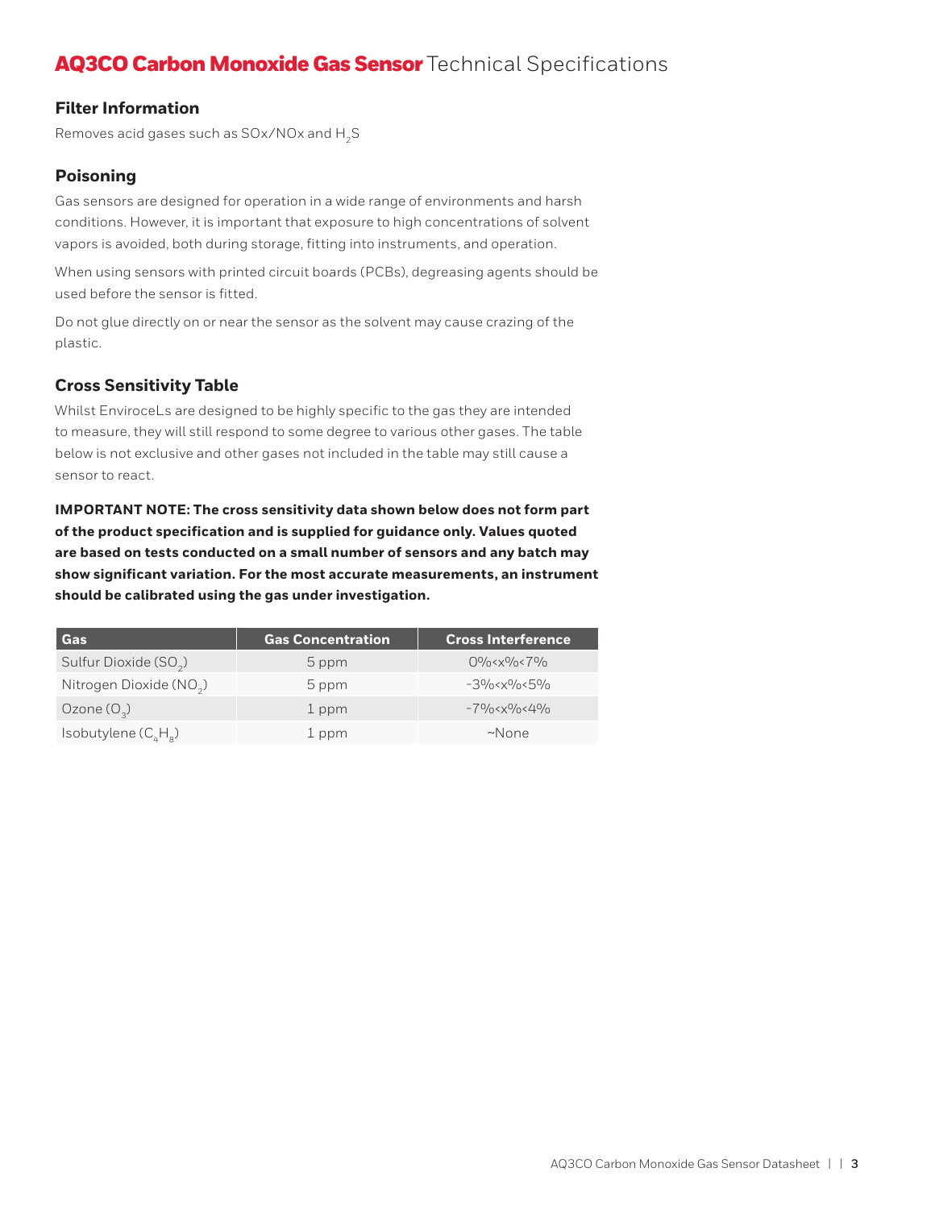# **AQ3CO Carbon Monoxide Gas Sensor** Technical Specifications

## Filter Information

Removes acid gases such as SOx/NOx and $H_2S$

## Poisoning

Gas sensors are designed for operation in a wide range of environments and harsh conditions. However, it is important that exposure to high concentrations of solvent vapors is avoided, both during storage, fitting into instruments, and operation.

When using sensors with printed circuit boards (PCBs), degreasing agents should be used before the sensor is fitted.

Do not glue directly on or near the sensor as the solvent may cause crazing of the plastic.

## Cross Sensitivity Table

Whilst EnviroceLs are designed to be highly specific to the gas they are intended to measure, they will still respond to some degree to various other gases. The table below is not exclusive and other gases not included in the table may still cause a sensor to react.

**IMPORTANT NOTE: The cross sensitivity data shown below does not form part of the product specification and is supplied for guidance only. Values quoted are based on tests conducted on a small number of sensors and any batch may show significant variation. For the most accurate measurements, an instrument should be calibrated using the gas under investigation.**

| Gas | Gas Concentration | Cross Interference |
| --- | --- | --- |
| Sulfur Dioxide ($SO_2$) | 5 ppm | 0%<x%<7% |
| Nitrogen Dioxide ($NO_2$) | 5 ppm | -3%<x%<5% |
| Ozone ($O_3$) | 1 ppm | -7%<x%<4% |
| Isobutylene ($C_4H_8$) | 1 ppm | ~None |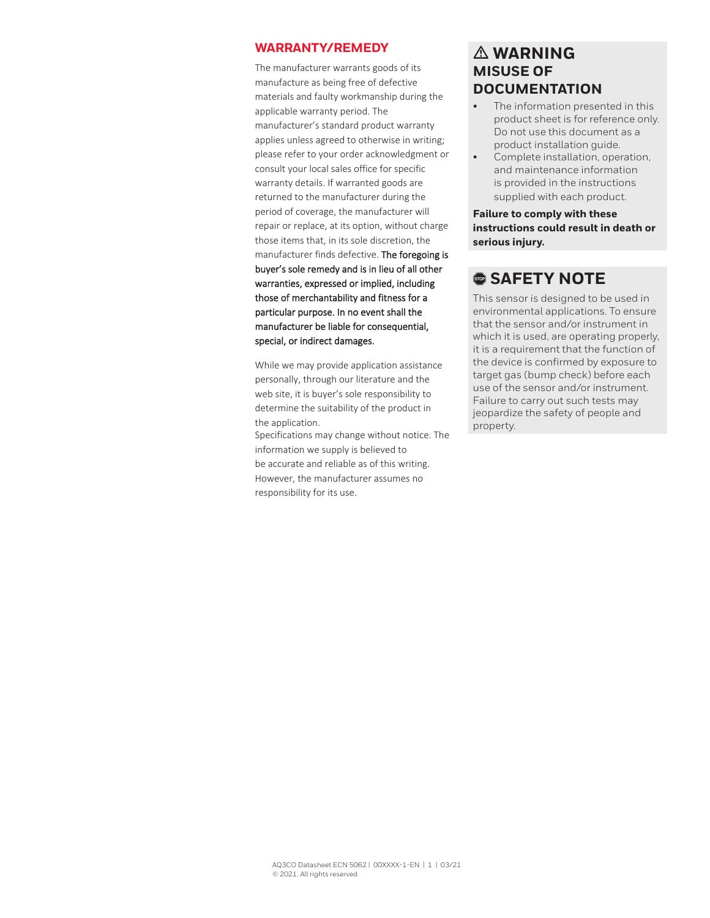## WARRANTY/REMEDY

The manufacturer warrants goods of its manufacture as being free of defective materials and faulty workmanship during the applicable warranty period. The manufacturer's standard product warranty applies unless agreed to otherwise in writing; please refer to your order acknowledgment or consult your local sales office for specific warranty details. If warranted goods are returned to the manufacturer during the period of coverage, the manufacturer will repair or replace, at its option, without charge those items that, in its sole discretion, the manufacturer finds defective. **The foregoing is buyer's sole remedy and is in lieu of all other warranties, expressed or implied, including those of merchantability and fitness for a particular purpose. In no event shall the manufacturer be liable for consequential, special, or indirect damages.**

While we may provide application assistance personally, through our literature and the web site, it is buyer's sole responsibility to determine the suitability of the product in the application.

Specifications may change without notice. The information we supply is believed to be accurate and reliable as of this writing. However, the manufacturer assumes no responsibility for its use.

## ⚠ WARNING MISUSE OF DOCUMENTATION

- The information presented in this product sheet is for reference only. Do not use this document as a product installation guide.
- Complete installation, operation, and maintenance information is provided in the instructions supplied with each product.

**Failure to comply with these instructions could result in death or serious injury.**

## SAFETY NOTE

This sensor is designed to be used in environmental applications. To ensure that the sensor and/or instrument in which it is used, are operating properly, it is a requirement that the function of the device is confirmed by exposure to target gas (bump check) before each use of the sensor and/or instrument. Failure to carry out such tests may jeopardize the safety of people and property.

AQ3CO Datasheet ECN 5062 | 00XXXX-1-EN | 1 | 03/21
© 2021. All rights reserved.